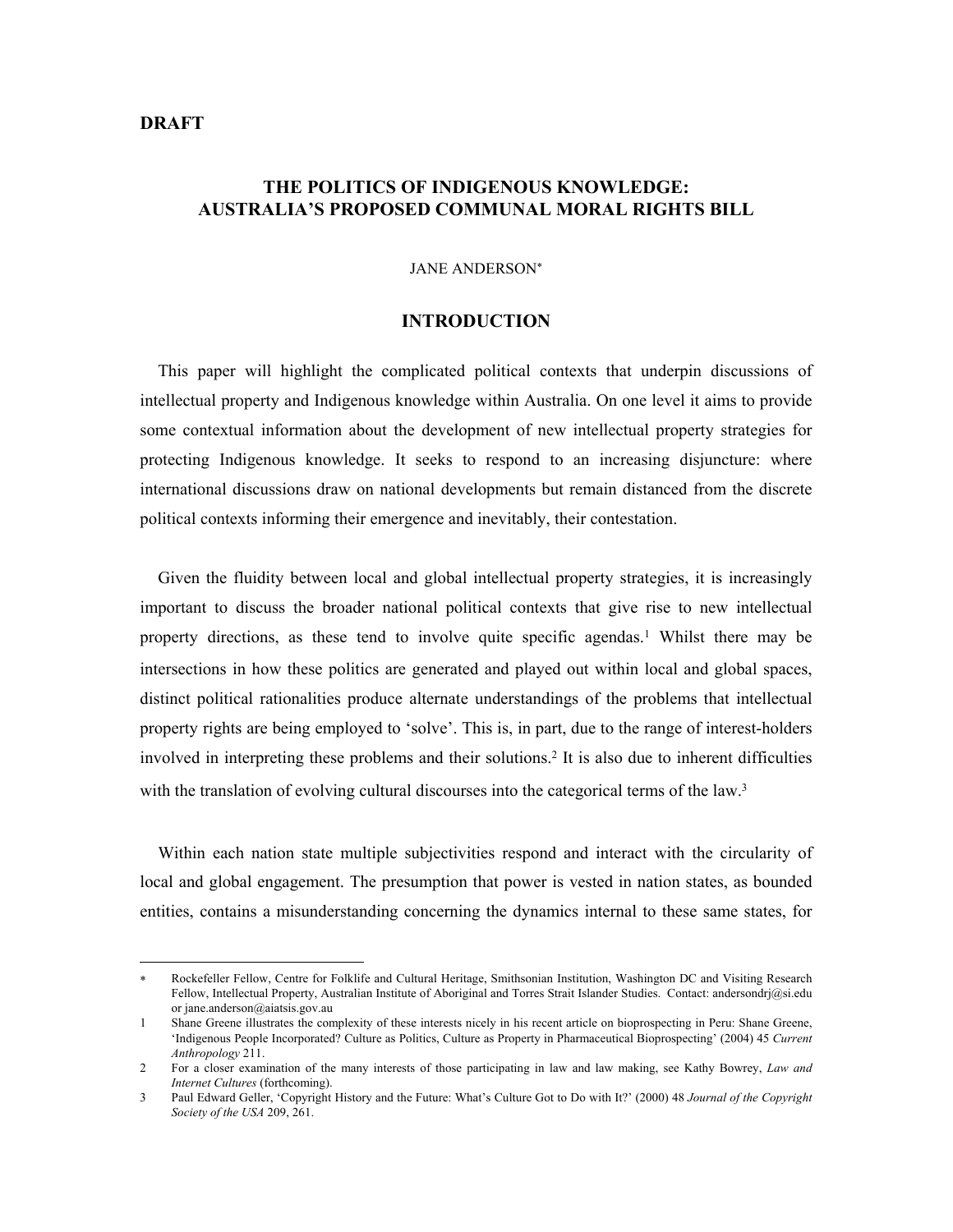**DRAFT**

# THE POLITICS OF INDIGENOUS KNOWLEDGE: AUSTRALIA'S PROPOSED COMMUNAL MORAL RIGHTS BILL

JANE ANDERSON[*]

## INTRODUCTION

This paper will highlight the complicated political contexts that underpin discussions of intellectual property and Indigenous knowledge within Australia. On one level it aims to provide some contextual information about the development of new intellectual property strategies for protecting Indigenous knowledge. It seeks to respond to an increasing disjuncture: where international discussions draw on national developments but remain distanced from the discrete political contexts informing their emergence and inevitably, their contestation.

Given the fluidity between local and global intellectual property strategies, it is increasingly important to discuss the broader national political contexts that give rise to new intellectual property directions, as these tend to involve quite specific agendas.[1] Whilst there may be intersections in how these politics are generated and played out within local and global spaces, distinct political rationalities produce alternate understandings of the problems that intellectual property rights are being employed to 'solve'. This is, in part, due to the range of interest-holders involved in interpreting these problems and their solutions.[2] It is also due to inherent difficulties with the translation of evolving cultural discourses into the categorical terms of the law.[3]

Within each nation state multiple subjectivities respond and interact with the circularity of local and global engagement. The presumption that power is vested in nation states, as bounded entities, contains a misunderstanding concerning the dynamics internal to these same states, for

---

[*] Rockefeller Fellow, Centre for Folklife and Cultural Heritage, Smithsonian Institution, Washington DC and Visiting Research Fellow, Intellectual Property, Australian Institute of Aboriginal and Torres Strait Islander Studies. Contact: andersondrj@si.edu or jane.anderson@aiatsis.gov.au

[1] Shane Greene illustrates the complexity of these interests nicely in his recent article on bioprospecting in Peru: Shane Greene, 'Indigenous People Incorporated? Culture as Politics, Culture as Property in Pharmaceutical Bioprospecting' (2004) 45 *Current Anthropology* 211.

[2] For a closer examination of the many interests of those participating in law and law making, see Kathy Bowrey, *Law and Internet Cultures* (forthcoming).

[3] Paul Edward Geller, 'Copyright History and the Future: What's Culture Got to Do with It?' (2000) 48 *Journal of the Copyright Society of the USA* 209, 261.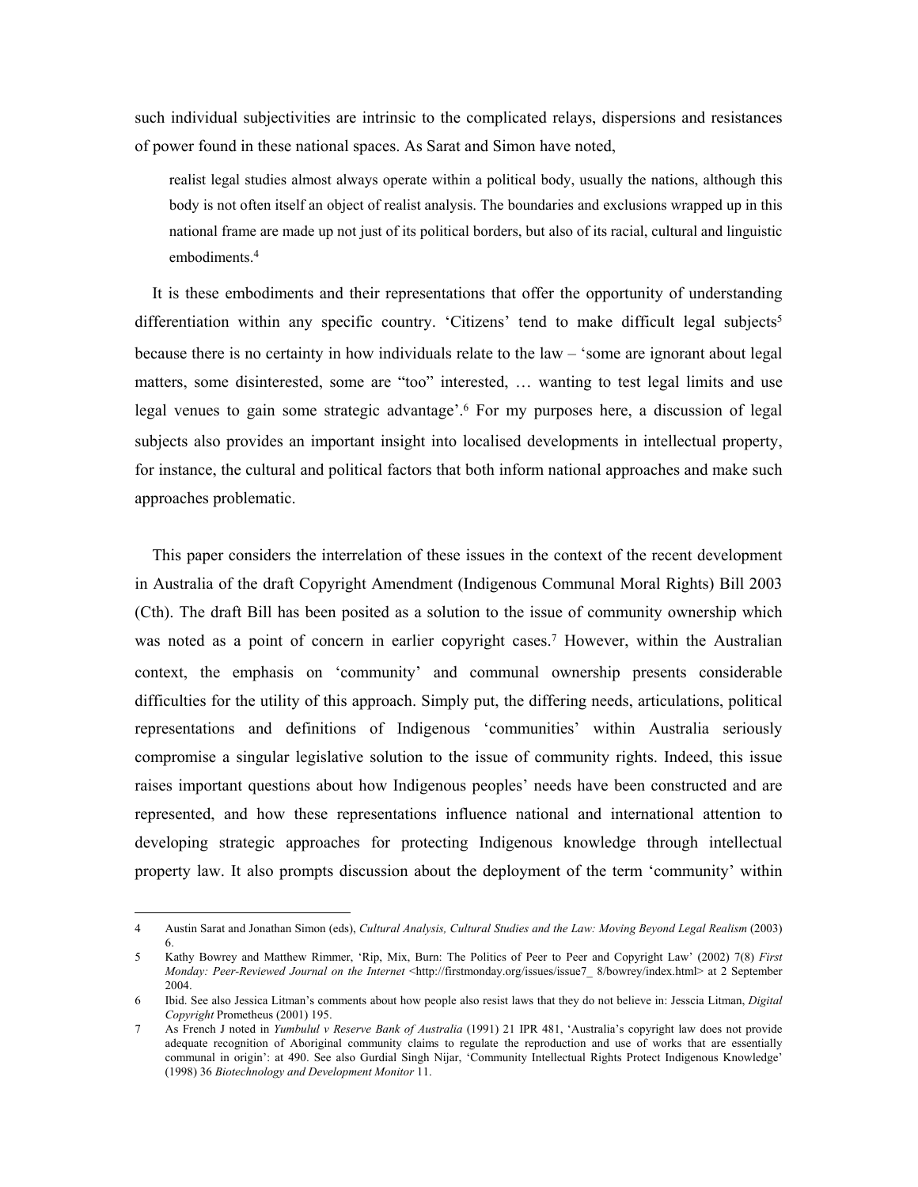such individual subjectivities are intrinsic to the complicated relays, dispersions and resistances of power found in these national spaces. As Sarat and Simon have noted,

> realist legal studies almost always operate within a political body, usually the nations, although this body is not often itself an object of realist analysis. The boundaries and exclusions wrapped up in this national frame are made up not just of its political borders, but also of its racial, cultural and linguistic embodiments.[4]

It is these embodiments and their representations that offer the opportunity of understanding differentiation within any specific country. 'Citizens' tend to make difficult legal subjects[5] because there is no certainty in how individuals relate to the law – 'some are ignorant about legal matters, some disinterested, some are "too" interested, … wanting to test legal limits and use legal venues to gain some strategic advantage'.[6] For my purposes here, a discussion of legal subjects also provides an important insight into localised developments in intellectual property, for instance, the cultural and political factors that both inform national approaches and make such approaches problematic.

This paper considers the interrelation of these issues in the context of the recent development in Australia of the draft Copyright Amendment (Indigenous Communal Moral Rights) Bill 2003 (Cth). The draft Bill has been posited as a solution to the issue of community ownership which was noted as a point of concern in earlier copyright cases.[7] However, within the Australian context, the emphasis on 'community' and communal ownership presents considerable difficulties for the utility of this approach. Simply put, the differing needs, articulations, political representations and definitions of Indigenous 'communities' within Australia seriously compromise a singular legislative solution to the issue of community rights. Indeed, this issue raises important questions about how Indigenous peoples' needs have been constructed and are represented, and how these representations influence national and international attention to developing strategic approaches for protecting Indigenous knowledge through intellectual property law. It also prompts discussion about the deployment of the term 'community' within

---

4 Austin Sarat and Jonathan Simon (eds), *Cultural Analysis, Cultural Studies and the Law: Moving Beyond Legal Realism* (2003) 6.

5 Kathy Bowrey and Matthew Rimmer, 'Rip, Mix, Burn: The Politics of Peer to Peer and Copyright Law' (2002) 7(8) *First Monday: Peer-Reviewed Journal on the Internet* <http://firstmonday.org/issues/issue7_ 8/bowrey/index.html> at 2 September 2004.

6 Ibid. See also Jessica Litman's comments about how people also resist laws that they do not believe in: Jesscia Litman, *Digital Copyright* Prometheus (2001) 195.

7 As French J noted in *Yumbulul v Reserve Bank of Australia* (1991) 21 IPR 481, 'Australia's copyright law does not provide adequate recognition of Aboriginal community claims to regulate the reproduction and use of works that are essentially communal in origin': at 490. See also Gurdial Singh Nijar, 'Community Intellectual Rights Protect Indigenous Knowledge' (1998) 36 *Biotechnology and Development Monitor* 11.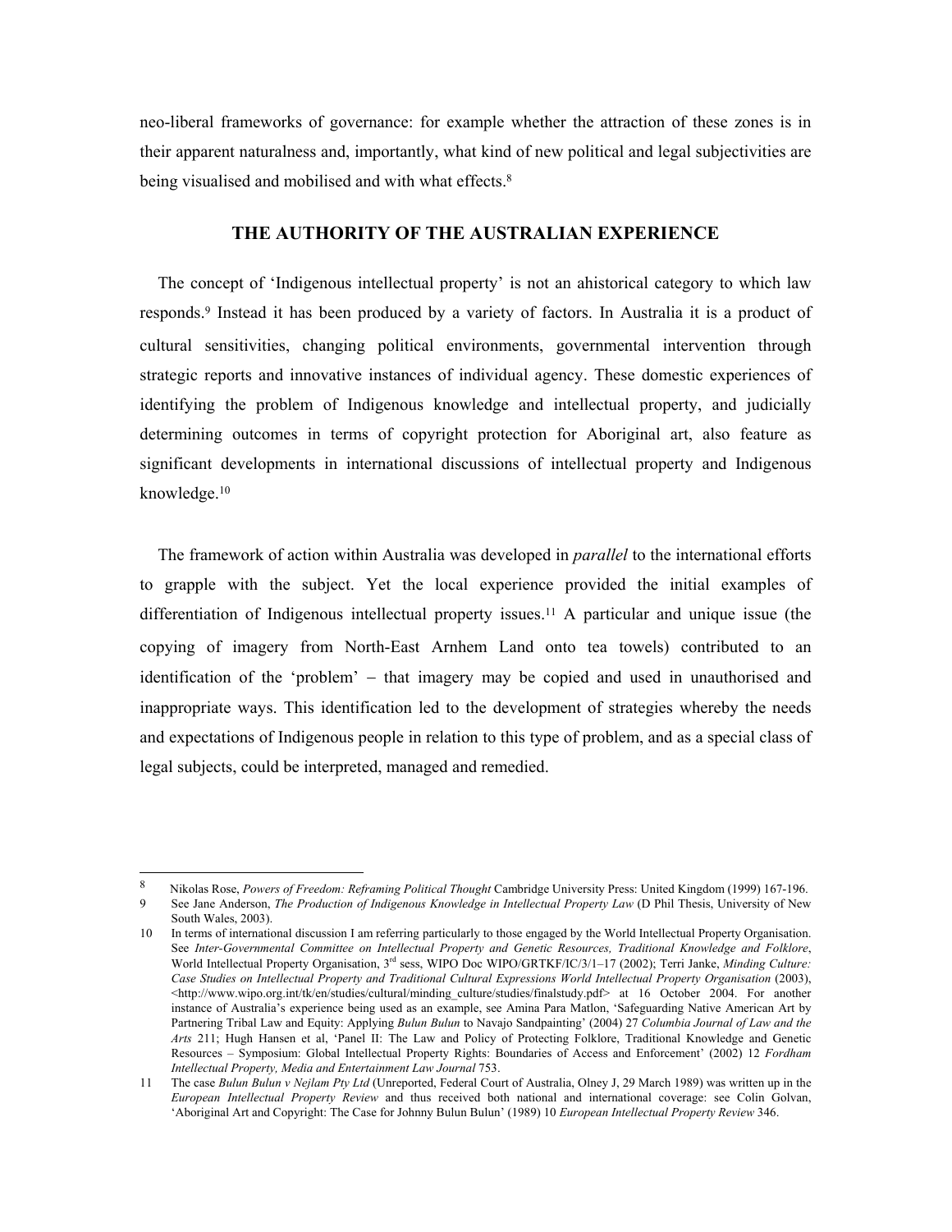neo-liberal frameworks of governance: for example whether the attraction of these zones is in their apparent naturalness and, importantly, what kind of new political and legal subjectivities are being visualised and mobilised and with what effects.[8]

## THE AUTHORITY OF THE AUSTRALIAN EXPERIENCE

The concept of 'Indigenous intellectual property' is not an ahistorical category to which law responds.[9] Instead it has been produced by a variety of factors. In Australia it is a product of cultural sensitivities, changing political environments, governmental intervention through strategic reports and innovative instances of individual agency. These domestic experiences of identifying the problem of Indigenous knowledge and intellectual property, and judicially determining outcomes in terms of copyright protection for Aboriginal art, also feature as significant developments in international discussions of intellectual property and Indigenous knowledge.[10]

The framework of action within Australia was developed in *parallel* to the international efforts to grapple with the subject. Yet the local experience provided the initial examples of differentiation of Indigenous intellectual property issues.[11] A particular and unique issue (the copying of imagery from North-East Arnhem Land onto tea towels) contributed to an identification of the 'problem' – that imagery may be copied and used in unauthorised and inappropriate ways. This identification led to the development of strategies whereby the needs and expectations of Indigenous people in relation to this type of problem, and as a special class of legal subjects, could be interpreted, managed and remedied.

---

8 Nikolas Rose, *Powers of Freedom: Reframing Political Thought* Cambridge University Press: United Kingdom (1999) 167-196.

9 See Jane Anderson, *The Production of Indigenous Knowledge in Intellectual Property Law* (D Phil Thesis, University of New South Wales, 2003).

10 In terms of international discussion I am referring particularly to those engaged by the World Intellectual Property Organisation. See *Inter-Governmental Committee on Intellectual Property and Genetic Resources, Traditional Knowledge and Folklore*, World Intellectual Property Organisation, 3rd sess, WIPO Doc WIPO/GRTKF/IC/3/1–17 (2002); Terri Janke, *Minding Culture: Case Studies on Intellectual Property and Traditional Cultural Expressions World Intellectual Property Organisation* (2003), <http://www.wipo.org.int/tk/en/studies/cultural/minding_culture/studies/finalstudy.pdf> at 16 October 2004. For another instance of Australia's experience being used as an example, see Amina Para Matlon, 'Safeguarding Native American Art by Partnering Tribal Law and Equity: Applying *Bulun Bulun* to Navajo Sandpainting' (2004) 27 *Columbia Journal of Law and the Arts* 211; Hugh Hansen et al, 'Panel II: The Law and Policy of Protecting Folklore, Traditional Knowledge and Genetic Resources – Symposium: Global Intellectual Property Rights: Boundaries of Access and Enforcement' (2002) 12 *Fordham Intellectual Property, Media and Entertainment Law Journal* 753.

11 The case *Bulun Bulun v Nejlam Pty Ltd* (Unreported, Federal Court of Australia, Olney J, 29 March 1989) was written up in the *European Intellectual Property Review* and thus received both national and international coverage: see Colin Golvan, 'Aboriginal Art and Copyright: The Case for Johnny Bulun Bulun' (1989) 10 *European Intellectual Property Review* 346.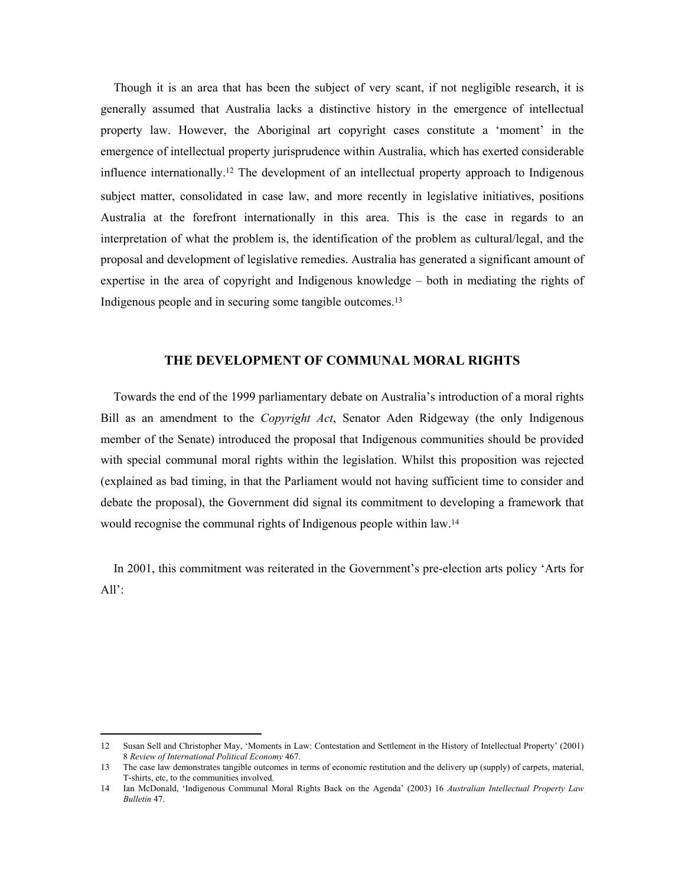Though it is an area that has been the subject of very scant, if not negligible research, it is generally assumed that Australia lacks a distinctive history in the emergence of intellectual property law. However, the Aboriginal art copyright cases constitute a 'moment' in the emergence of intellectual property jurisprudence within Australia, which has exerted considerable influence internationally.[12] The development of an intellectual property approach to Indigenous subject matter, consolidated in case law, and more recently in legislative initiatives, positions Australia at the forefront internationally in this area. This is the case in regards to an interpretation of what the problem is, the identification of the problem as cultural/legal, and the proposal and development of legislative remedies. Australia has generated a significant amount of expertise in the area of copyright and Indigenous knowledge – both in mediating the rights of Indigenous people and in securing some tangible outcomes.[13]

## THE DEVELOPMENT OF COMMUNAL MORAL RIGHTS

Towards the end of the 1999 parliamentary debate on Australia's introduction of a moral rights Bill as an amendment to the *Copyright Act*, Senator Aden Ridgeway (the only Indigenous member of the Senate) introduced the proposal that Indigenous communities should be provided with special communal moral rights within the legislation. Whilst this proposition was rejected (explained as bad timing, in that the Parliament would not having sufficient time to consider and debate the proposal), the Government did signal its commitment to developing a framework that would recognise the communal rights of Indigenous people within law.[14]

In 2001, this commitment was reiterated in the Government's pre-election arts policy 'Arts for All':

---

12 Susan Sell and Christopher May, 'Moments in Law: Contestation and Settlement in the History of Intellectual Property' (2001) 8 *Review of International Political Economy* 467.

13 The case law demonstrates tangible outcomes in terms of economic restitution and the delivery up (supply) of carpets, material, T-shirts, etc, to the communities involved.

14 Ian McDonald, 'Indigenous Communal Moral Rights Back on the Agenda' (2003) 16 *Australian Intellectual Property Law Bulletin* 47.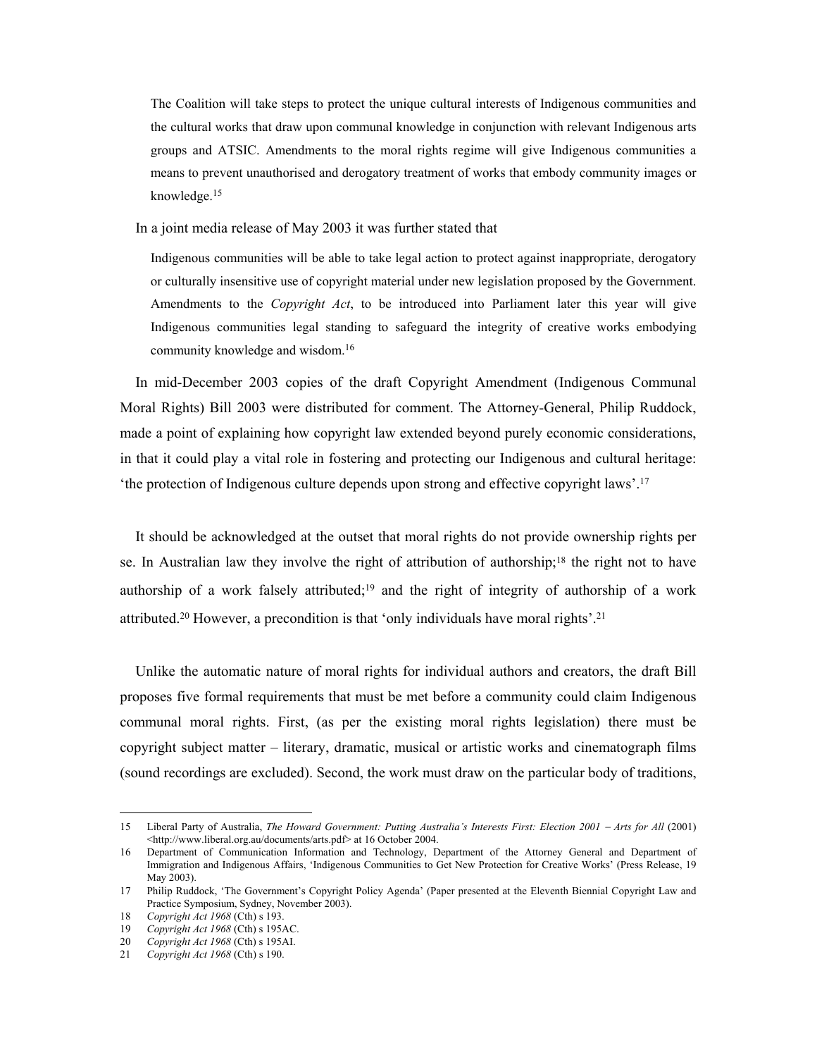> The Coalition will take steps to protect the unique cultural interests of Indigenous communities and the cultural works that draw upon communal knowledge in conjunction with relevant Indigenous arts groups and ATSIC. Amendments to the moral rights regime will give Indigenous communities a means to prevent unauthorised and derogatory treatment of works that embody community images or knowledge.[15]

In a joint media release of May 2003 it was further stated that

> Indigenous communities will be able to take legal action to protect against inappropriate, derogatory or culturally insensitive use of copyright material under new legislation proposed by the Government. Amendments to the *Copyright Act*, to be introduced into Parliament later this year will give Indigenous communities legal standing to safeguard the integrity of creative works embodying community knowledge and wisdom.[16]

In mid-December 2003 copies of the draft Copyright Amendment (Indigenous Communal Moral Rights) Bill 2003 were distributed for comment. The Attorney-General, Philip Ruddock, made a point of explaining how copyright law extended beyond purely economic considerations, in that it could play a vital role in fostering and protecting our Indigenous and cultural heritage: 'the protection of Indigenous culture depends upon strong and effective copyright laws'.[17]

It should be acknowledged at the outset that moral rights do not provide ownership rights per se. In Australian law they involve the right of attribution of authorship;[18] the right not to have authorship of a work falsely attributed;[19] and the right of integrity of authorship of a work attributed.[20] However, a precondition is that 'only individuals have moral rights'.[21]

Unlike the automatic nature of moral rights for individual authors and creators, the draft Bill proposes five formal requirements that must be met before a community could claim Indigenous communal moral rights. First, (as per the existing moral rights legislation) there must be copyright subject matter – literary, dramatic, musical or artistic works and cinematograph films (sound recordings are excluded). Second, the work must draw on the particular body of traditions,

---

15 Liberal Party of Australia, *The Howard Government: Putting Australia's Interests First: Election 2001 – Arts for All* (2001) <http://www.liberal.org.au/documents/arts.pdf> at 16 October 2004.

16 Department of Communication Information and Technology, Department of the Attorney General and Department of Immigration and Indigenous Affairs, 'Indigenous Communities to Get New Protection for Creative Works' (Press Release, 19 May 2003).

17 Philip Ruddock, 'The Government's Copyright Policy Agenda' (Paper presented at the Eleventh Biennial Copyright Law and Practice Symposium, Sydney, November 2003).

18 *Copyright Act 1968* (Cth) s 193.

19 *Copyright Act 1968* (Cth) s 195AC.

20 *Copyright Act 1968* (Cth) s 195AI.

21 *Copyright Act 1968* (Cth) s 190.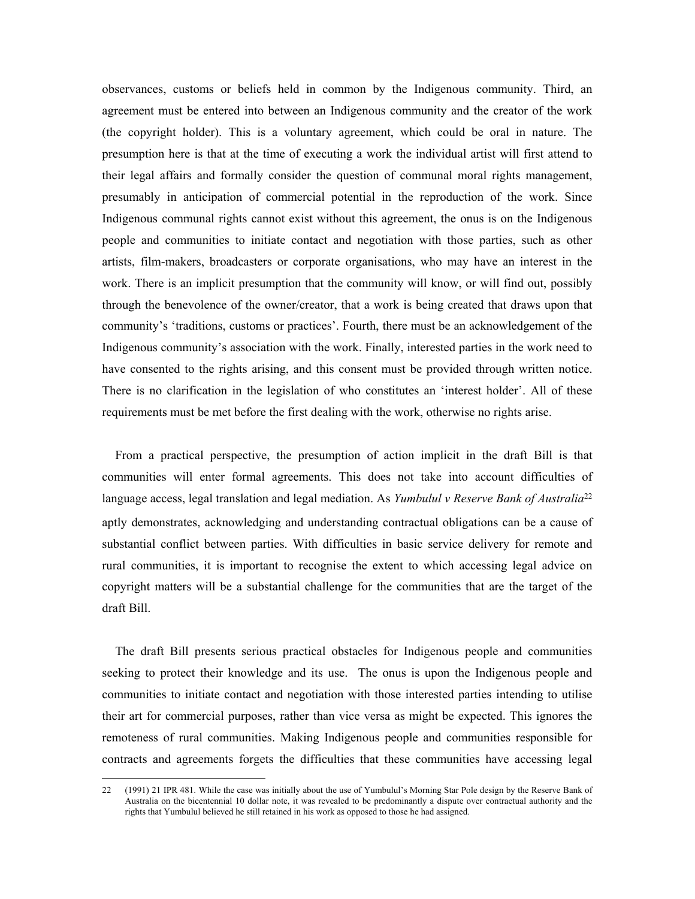observances, customs or beliefs held in common by the Indigenous community. Third, an agreement must be entered into between an Indigenous community and the creator of the work (the copyright holder). This is a voluntary agreement, which could be oral in nature. The presumption here is that at the time of executing a work the individual artist will first attend to their legal affairs and formally consider the question of communal moral rights management, presumably in anticipation of commercial potential in the reproduction of the work. Since Indigenous communal rights cannot exist without this agreement, the onus is on the Indigenous people and communities to initiate contact and negotiation with those parties, such as other artists, film-makers, broadcasters or corporate organisations, who may have an interest in the work. There is an implicit presumption that the community will know, or will find out, possibly through the benevolence of the owner/creator, that a work is being created that draws upon that community's 'traditions, customs or practices'. Fourth, there must be an acknowledgement of the Indigenous community's association with the work. Finally, interested parties in the work need to have consented to the rights arising, and this consent must be provided through written notice. There is no clarification in the legislation of who constitutes an 'interest holder'. All of these requirements must be met before the first dealing with the work, otherwise no rights arise.

From a practical perspective, the presumption of action implicit in the draft Bill is that communities will enter formal agreements. This does not take into account difficulties of language access, legal translation and legal mediation. As *Yumbulul v Reserve Bank of Australia*[22] aptly demonstrates, acknowledging and understanding contractual obligations can be a cause of substantial conflict between parties. With difficulties in basic service delivery for remote and rural communities, it is important to recognise the extent to which accessing legal advice on copyright matters will be a substantial challenge for the communities that are the target of the draft Bill.

The draft Bill presents serious practical obstacles for Indigenous people and communities seeking to protect their knowledge and its use. The onus is upon the Indigenous people and communities to initiate contact and negotiation with those interested parties intending to utilise their art for commercial purposes, rather than vice versa as might be expected. This ignores the remoteness of rural communities. Making Indigenous people and communities responsible for contracts and agreements forgets the difficulties that these communities have accessing legal

---

22 (1991) 21 IPR 481. While the case was initially about the use of Yumbulul's Morning Star Pole design by the Reserve Bank of Australia on the bicentennial 10 dollar note, it was revealed to be predominantly a dispute over contractual authority and the rights that Yumbulul believed he still retained in his work as opposed to those he had assigned.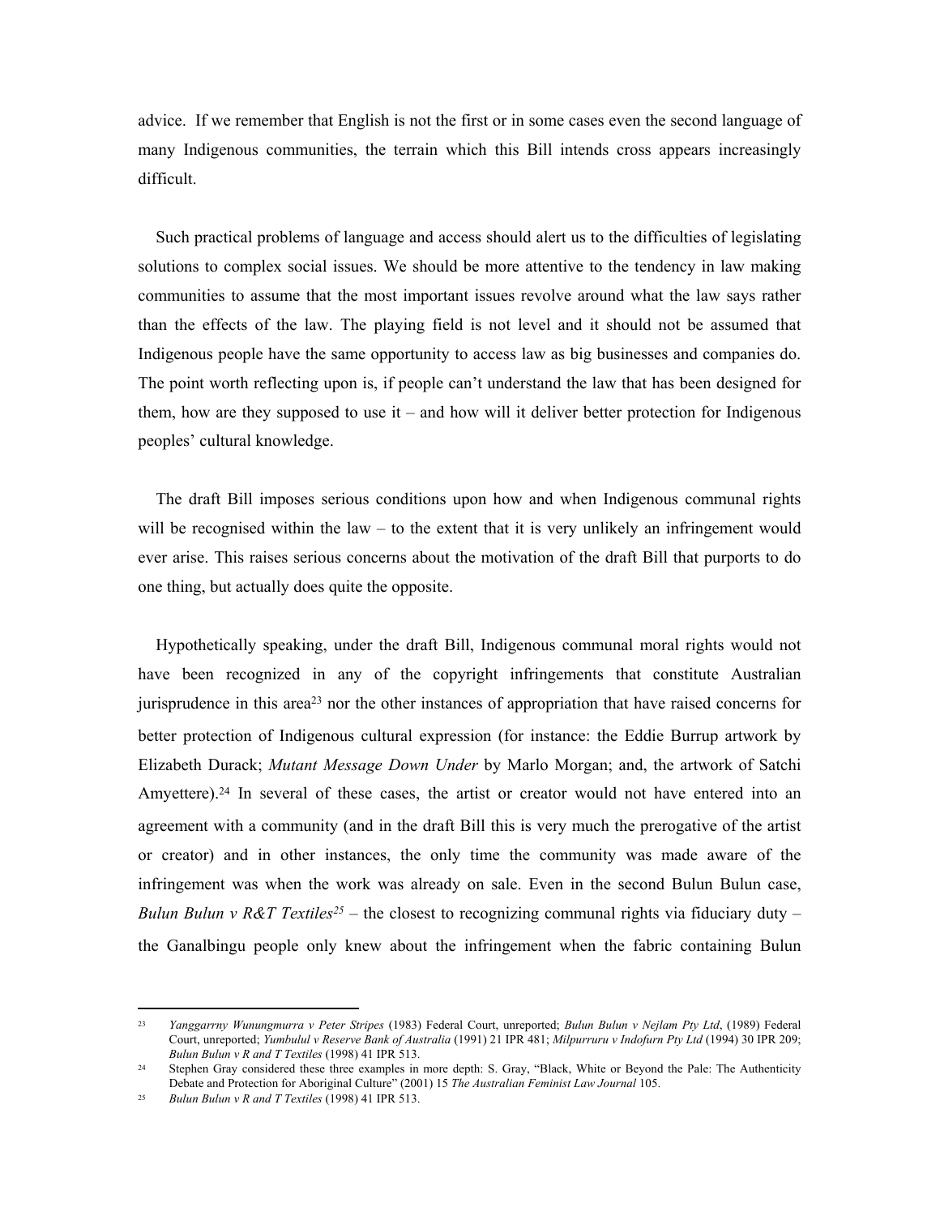advice. If we remember that English is not the first or in some cases even the second language of many Indigenous communities, the terrain which this Bill intends cross appears increasingly difficult.

Such practical problems of language and access should alert us to the difficulties of legislating solutions to complex social issues. We should be more attentive to the tendency in law making communities to assume that the most important issues revolve around what the law says rather than the effects of the law. The playing field is not level and it should not be assumed that Indigenous people have the same opportunity to access law as big businesses and companies do. The point worth reflecting upon is, if people can't understand the law that has been designed for them, how are they supposed to use it – and how will it deliver better protection for Indigenous peoples' cultural knowledge.

The draft Bill imposes serious conditions upon how and when Indigenous communal rights will be recognised within the law – to the extent that it is very unlikely an infringement would ever arise. This raises serious concerns about the motivation of the draft Bill that purports to do one thing, but actually does quite the opposite.

Hypothetically speaking, under the draft Bill, Indigenous communal moral rights would not have been recognized in any of the copyright infringements that constitute Australian jurisprudence in this area[23] nor the other instances of appropriation that have raised concerns for better protection of Indigenous cultural expression (for instance: the Eddie Burrup artwork by Elizabeth Durack; *Mutant Message Down Under* by Marlo Morgan; and, the artwork of Satchi Amyettere).[24] In several of these cases, the artist or creator would not have entered into an agreement with a community (and in the draft Bill this is very much the prerogative of the artist or creator) and in other instances, the only time the community was made aware of the infringement was when the work was already on sale. Even in the second Bulun Bulun case, *Bulun Bulun v R&T Textiles*[25] – the closest to recognizing communal rights via fiduciary duty – the Ganalbingu people only knew about the infringement when the fabric containing Bulun

---

[23] *Yanggarrny Wunungmurra v Peter Stripes* (1983) Federal Court, unreported; *Bulun Bulun v Nejlam Pty Ltd*, (1989) Federal Court, unreported; *Yumbulul v Reserve Bank of Australia* (1991) 21 IPR 481; *Milpurruru v Indofurn Pty Ltd* (1994) 30 IPR 209; *Bulun Bulun v R and T Textiles* (1998) 41 IPR 513.

[24] Stephen Gray considered these three examples in more depth: S. Gray, "Black, White or Beyond the Pale: The Authenticity Debate and Protection for Aboriginal Culture" (2001) 15 *The Australian Feminist Law Journal* 105.

[25] *Bulun Bulun v R and T Textiles* (1998) 41 IPR 513.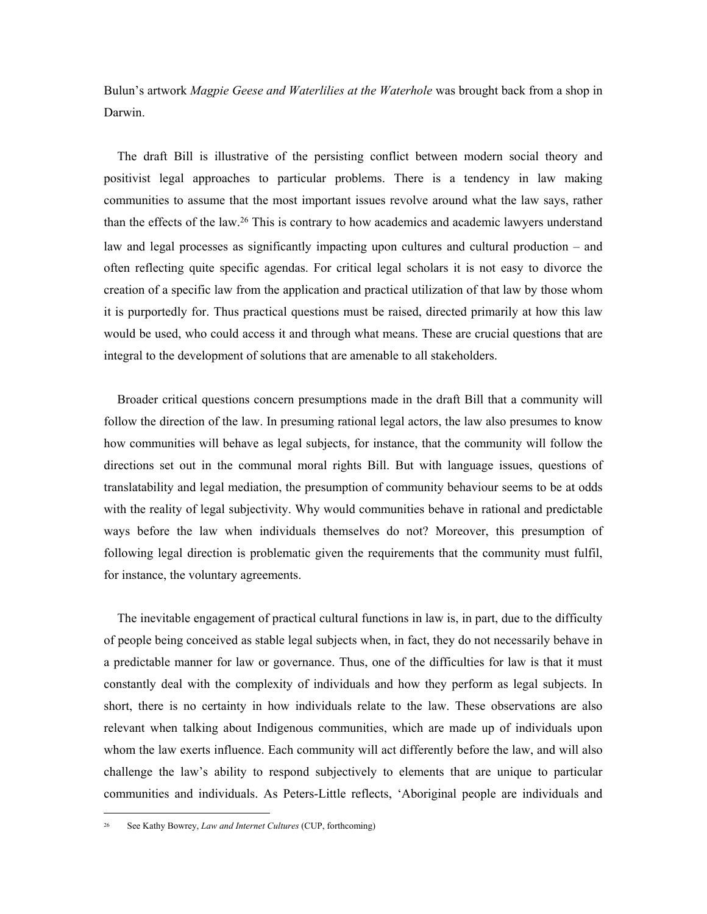Bulun's artwork *Magpie Geese and Waterlilies at the Waterhole* was brought back from a shop in Darwin.

The draft Bill is illustrative of the persisting conflict between modern social theory and positivist legal approaches to particular problems. There is a tendency in law making communities to assume that the most important issues revolve around what the law says, rather than the effects of the law.[26] This is contrary to how academics and academic lawyers understand law and legal processes as significantly impacting upon cultures and cultural production – and often reflecting quite specific agendas. For critical legal scholars it is not easy to divorce the creation of a specific law from the application and practical utilization of that law by those whom it is purportedly for. Thus practical questions must be raised, directed primarily at how this law would be used, who could access it and through what means. These are crucial questions that are integral to the development of solutions that are amenable to all stakeholders.

Broader critical questions concern presumptions made in the draft Bill that a community will follow the direction of the law. In presuming rational legal actors, the law also presumes to know how communities will behave as legal subjects, for instance, that the community will follow the directions set out in the communal moral rights Bill. But with language issues, questions of translatability and legal mediation, the presumption of community behaviour seems to be at odds with the reality of legal subjectivity. Why would communities behave in rational and predictable ways before the law when individuals themselves do not? Moreover, this presumption of following legal direction is problematic given the requirements that the community must fulfil, for instance, the voluntary agreements.

The inevitable engagement of practical cultural functions in law is, in part, due to the difficulty of people being conceived as stable legal subjects when, in fact, they do not necessarily behave in a predictable manner for law or governance. Thus, one of the difficulties for law is that it must constantly deal with the complexity of individuals and how they perform as legal subjects. In short, there is no certainty in how individuals relate to the law. These observations are also relevant when talking about Indigenous communities, which are made up of individuals upon whom the law exerts influence. Each community will act differently before the law, and will also challenge the law's ability to respond subjectively to elements that are unique to particular communities and individuals. As Peters-Little reflects, 'Aboriginal people are individuals and

---

[26] See Kathy Bowrey, *Law and Internet Cultures* (CUP, forthcoming)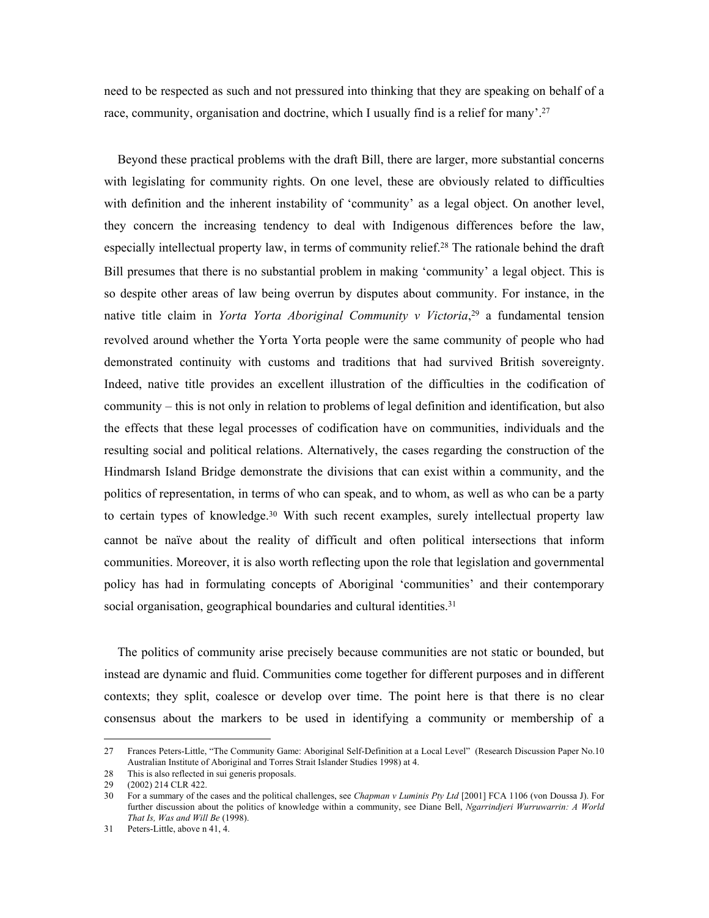need to be respected as such and not pressured into thinking that they are speaking on behalf of a race, community, organisation and doctrine, which I usually find is a relief for many'.[27]

Beyond these practical problems with the draft Bill, there are larger, more substantial concerns with legislating for community rights. On one level, these are obviously related to difficulties with definition and the inherent instability of 'community' as a legal object. On another level, they concern the increasing tendency to deal with Indigenous differences before the law, especially intellectual property law, in terms of community relief.[28] The rationale behind the draft Bill presumes that there is no substantial problem in making 'community' a legal object. This is so despite other areas of law being overrun by disputes about community. For instance, in the native title claim in *Yorta Yorta Aboriginal Community v Victoria*,[29] a fundamental tension revolved around whether the Yorta Yorta people were the same community of people who had demonstrated continuity with customs and traditions that had survived British sovereignty. Indeed, native title provides an excellent illustration of the difficulties in the codification of community – this is not only in relation to problems of legal definition and identification, but also the effects that these legal processes of codification have on communities, individuals and the resulting social and political relations. Alternatively, the cases regarding the construction of the Hindmarsh Island Bridge demonstrate the divisions that can exist within a community, and the politics of representation, in terms of who can speak, and to whom, as well as who can be a party to certain types of knowledge.[30] With such recent examples, surely intellectual property law cannot be naïve about the reality of difficult and often political intersections that inform communities. Moreover, it is also worth reflecting upon the role that legislation and governmental policy has had in formulating concepts of Aboriginal 'communities' and their contemporary social organisation, geographical boundaries and cultural identities.[31]

The politics of community arise precisely because communities are not static or bounded, but instead are dynamic and fluid. Communities come together for different purposes and in different contexts; they split, coalesce or develop over time. The point here is that there is no clear consensus about the markers to be used in identifying a community or membership of a

---

27 Frances Peters-Little, "The Community Game: Aboriginal Self-Definition at a Local Level" (Research Discussion Paper No.10 Australian Institute of Aboriginal and Torres Strait Islander Studies 1998) at 4.

28 This is also reflected in sui generis proposals.

29 (2002) 214 CLR 422.

30 For a summary of the cases and the political challenges, see *Chapman v Luminis Pty Ltd* [2001] FCA 1106 (von Doussa J). For further discussion about the politics of knowledge within a community, see Diane Bell, *Ngarrindjeri Wurruwarrin: A World That Is, Was and Will Be* (1998).

31 Peters-Little, above n 41, 4.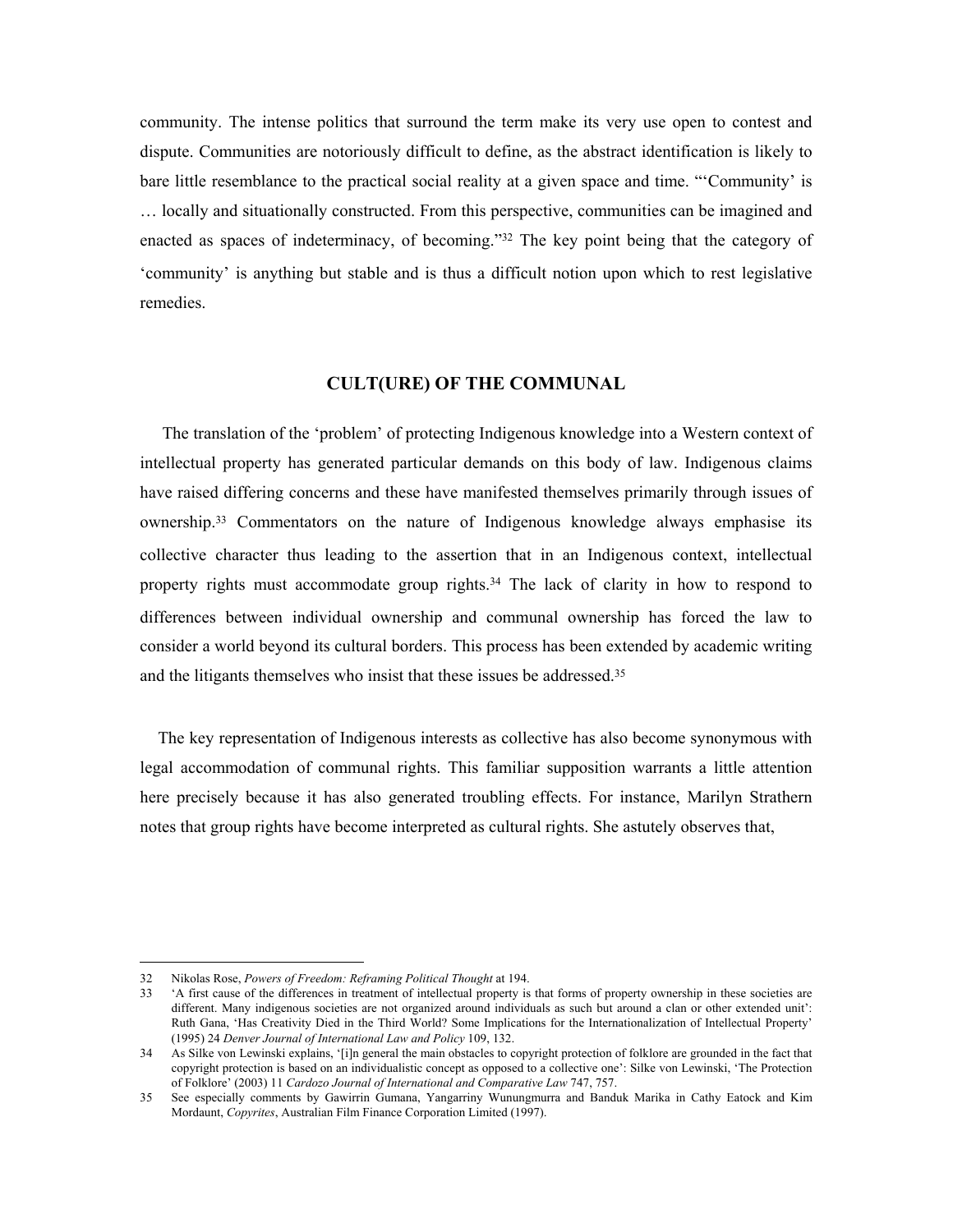community. The intense politics that surround the term make its very use open to contest and dispute. Communities are notoriously difficult to define, as the abstract identification is likely to bare little resemblance to the practical social reality at a given space and time. "'Community' is … locally and situationally constructed. From this perspective, communities can be imagined and enacted as spaces of indeterminacy, of becoming."[32] The key point being that the category of 'community' is anything but stable and is thus a difficult notion upon which to rest legislative remedies.

## CULT(URE) OF THE COMMUNAL

The translation of the 'problem' of protecting Indigenous knowledge into a Western context of intellectual property has generated particular demands on this body of law. Indigenous claims have raised differing concerns and these have manifested themselves primarily through issues of ownership.[33] Commentators on the nature of Indigenous knowledge always emphasise its collective character thus leading to the assertion that in an Indigenous context, intellectual property rights must accommodate group rights.[34] The lack of clarity in how to respond to differences between individual ownership and communal ownership has forced the law to consider a world beyond its cultural borders. This process has been extended by academic writing and the litigants themselves who insist that these issues be addressed.[35]

The key representation of Indigenous interests as collective has also become synonymous with legal accommodation of communal rights. This familiar supposition warrants a little attention here precisely because it has also generated troubling effects. For instance, Marilyn Strathern notes that group rights have become interpreted as cultural rights. She astutely observes that,

---

32 Nikolas Rose, *Powers of Freedom: Reframing Political Thought* at 194.

33 'A first cause of the differences in treatment of intellectual property is that forms of property ownership in these societies are different. Many indigenous societies are not organized around individuals as such but around a clan or other extended unit': Ruth Gana, 'Has Creativity Died in the Third World? Some Implications for the Internationalization of Intellectual Property' (1995) 24 *Denver Journal of International Law and Policy* 109, 132.

34 As Silke von Lewinski explains, '[i]n general the main obstacles to copyright protection of folklore are grounded in the fact that copyright protection is based on an individualistic concept as opposed to a collective one': Silke von Lewinski, 'The Protection of Folklore' (2003) 11 *Cardozo Journal of International and Comparative Law* 747, 757.

35 See especially comments by Gawirrin Gumana, Yangarriny Wunungmurra and Banduk Marika in Cathy Eatock and Kim Mordaunt, *Copyrites*, Australian Film Finance Corporation Limited (1997).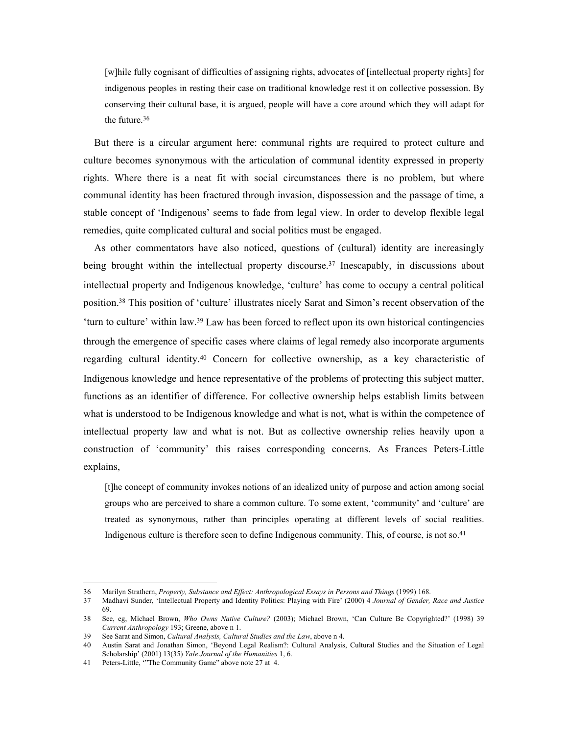> [w]hile fully cognisant of difficulties of assigning rights, advocates of [intellectual property rights] for indigenous peoples in resting their case on traditional knowledge rest it on collective possession. By conserving their cultural base, it is argued, people will have a core around which they will adapt for the future.[36]

But there is a circular argument here: communal rights are required to protect culture and culture becomes synonymous with the articulation of communal identity expressed in property rights. Where there is a neat fit with social circumstances there is no problem, but where communal identity has been fractured through invasion, dispossession and the passage of time, a stable concept of 'Indigenous' seems to fade from legal view. In order to develop flexible legal remedies, quite complicated cultural and social politics must be engaged.

As other commentators have also noticed, questions of (cultural) identity are increasingly being brought within the intellectual property discourse.[37] Inescapably, in discussions about intellectual property and Indigenous knowledge, 'culture' has come to occupy a central political position.[38] This position of 'culture' illustrates nicely Sarat and Simon's recent observation of the 'turn to culture' within law.[39] Law has been forced to reflect upon its own historical contingencies through the emergence of specific cases where claims of legal remedy also incorporate arguments regarding cultural identity.[40] Concern for collective ownership, as a key characteristic of Indigenous knowledge and hence representative of the problems of protecting this subject matter, functions as an identifier of difference. For collective ownership helps establish limits between what is understood to be Indigenous knowledge and what is not, what is within the competence of intellectual property law and what is not. But as collective ownership relies heavily upon a construction of 'community' this raises corresponding concerns. As Frances Peters-Little explains,

> [t]he concept of community invokes notions of an idealized unity of purpose and action among social groups who are perceived to share a common culture. To some extent, 'community' and 'culture' are treated as synonymous, rather than principles operating at different levels of social realities. Indigenous culture is therefore seen to define Indigenous community. This, of course, is not so.[41]

---

36 Marilyn Strathern, *Property, Substance and Effect: Anthropological Essays in Persons and Things* (1999) 168.

37 Madhavi Sunder, 'Intellectual Property and Identity Politics: Playing with Fire' (2000) 4 *Journal of Gender, Race and Justice* 69.

38 See, eg, Michael Brown, *Who Owns Native Culture?* (2003); Michael Brown, 'Can Culture Be Copyrighted?' (1998) 39 *Current Anthropology* 193; Greene, above n 1.

39 See Sarat and Simon, *Cultural Analysis, Cultural Studies and the Law*, above n 4.

40 Austin Sarat and Jonathan Simon, 'Beyond Legal Realism?: Cultural Analysis, Cultural Studies and the Situation of Legal Scholarship' (2001) 13(35) *Yale Journal of the Humanities* 1, 6.

41 Peters-Little, '"The Community Game" above note 27 at 4.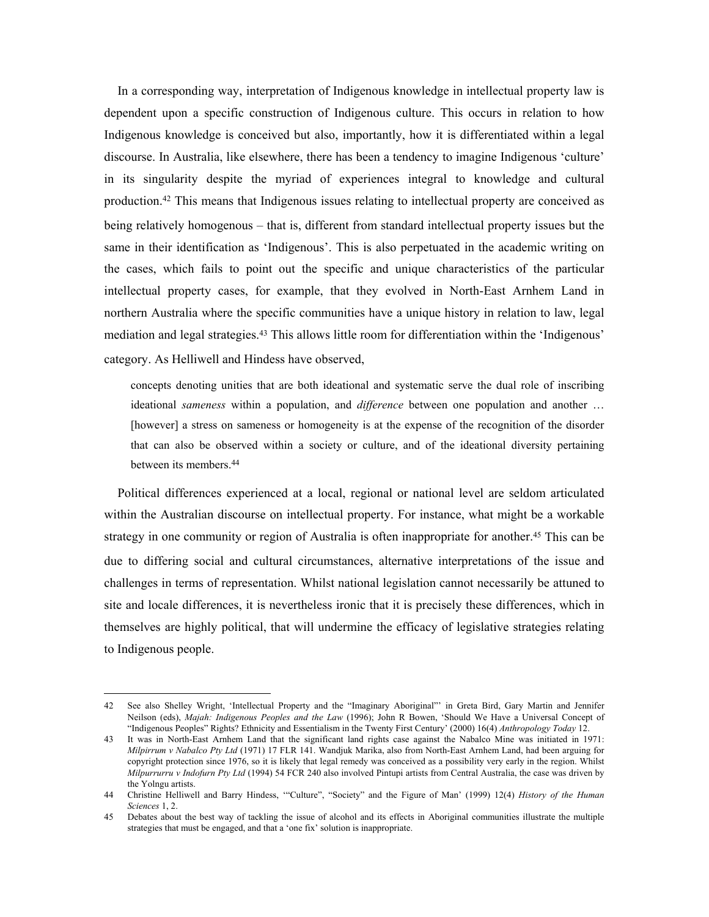In a corresponding way, interpretation of Indigenous knowledge in intellectual property law is dependent upon a specific construction of Indigenous culture. This occurs in relation to how Indigenous knowledge is conceived but also, importantly, how it is differentiated within a legal discourse. In Australia, like elsewhere, there has been a tendency to imagine Indigenous 'culture' in its singularity despite the myriad of experiences integral to knowledge and cultural production.[42] This means that Indigenous issues relating to intellectual property are conceived as being relatively homogenous – that is, different from standard intellectual property issues but the same in their identification as 'Indigenous'. This is also perpetuated in the academic writing on the cases, which fails to point out the specific and unique characteristics of the particular intellectual property cases, for example, that they evolved in North-East Arnhem Land in northern Australia where the specific communities have a unique history in relation to law, legal mediation and legal strategies.[43] This allows little room for differentiation within the 'Indigenous' category. As Helliwell and Hindess have observed,

> concepts denoting unities that are both ideational and systematic serve the dual role of inscribing ideational *sameness* within a population, and *difference* between one population and another … [however] a stress on sameness or homogeneity is at the expense of the recognition of the disorder that can also be observed within a society or culture, and of the ideational diversity pertaining between its members.[44]

Political differences experienced at a local, regional or national level are seldom articulated within the Australian discourse on intellectual property. For instance, what might be a workable strategy in one community or region of Australia is often inappropriate for another.[45] This can be due to differing social and cultural circumstances, alternative interpretations of the issue and challenges in terms of representation. Whilst national legislation cannot necessarily be attuned to site and locale differences, it is nevertheless ironic that it is precisely these differences, which in themselves are highly political, that will undermine the efficacy of legislative strategies relating to Indigenous people.

---

42 See also Shelley Wright, 'Intellectual Property and the "Imaginary Aboriginal"' in Greta Bird, Gary Martin and Jennifer Neilson (eds), *Majah: Indigenous Peoples and the Law* (1996); John R Bowen, 'Should We Have a Universal Concept of "Indigenous Peoples" Rights? Ethnicity and Essentialism in the Twenty First Century' (2000) 16(4) *Anthropology Today* 12.

43 It was in North-East Arnhem Land that the significant land rights case against the Nabalco Mine was initiated in 1971: *Milpirrum v Nabalco Pty Ltd* (1971) 17 FLR 141. Wandjuk Marika, also from North-East Arnhem Land, had been arguing for copyright protection since 1976, so it is likely that legal remedy was conceived as a possibility very early in the region. Whilst *Milpurrurru v Indofurn Pty Ltd* (1994) 54 FCR 240 also involved Pintupi artists from Central Australia, the case was driven by the Yolngu artists.

44 Christine Helliwell and Barry Hindess, '"Culture", "Society" and the Figure of Man' (1999) 12(4) *History of the Human Sciences* 1, 2.

45 Debates about the best way of tackling the issue of alcohol and its effects in Aboriginal communities illustrate the multiple strategies that must be engaged, and that a 'one fix' solution is inappropriate.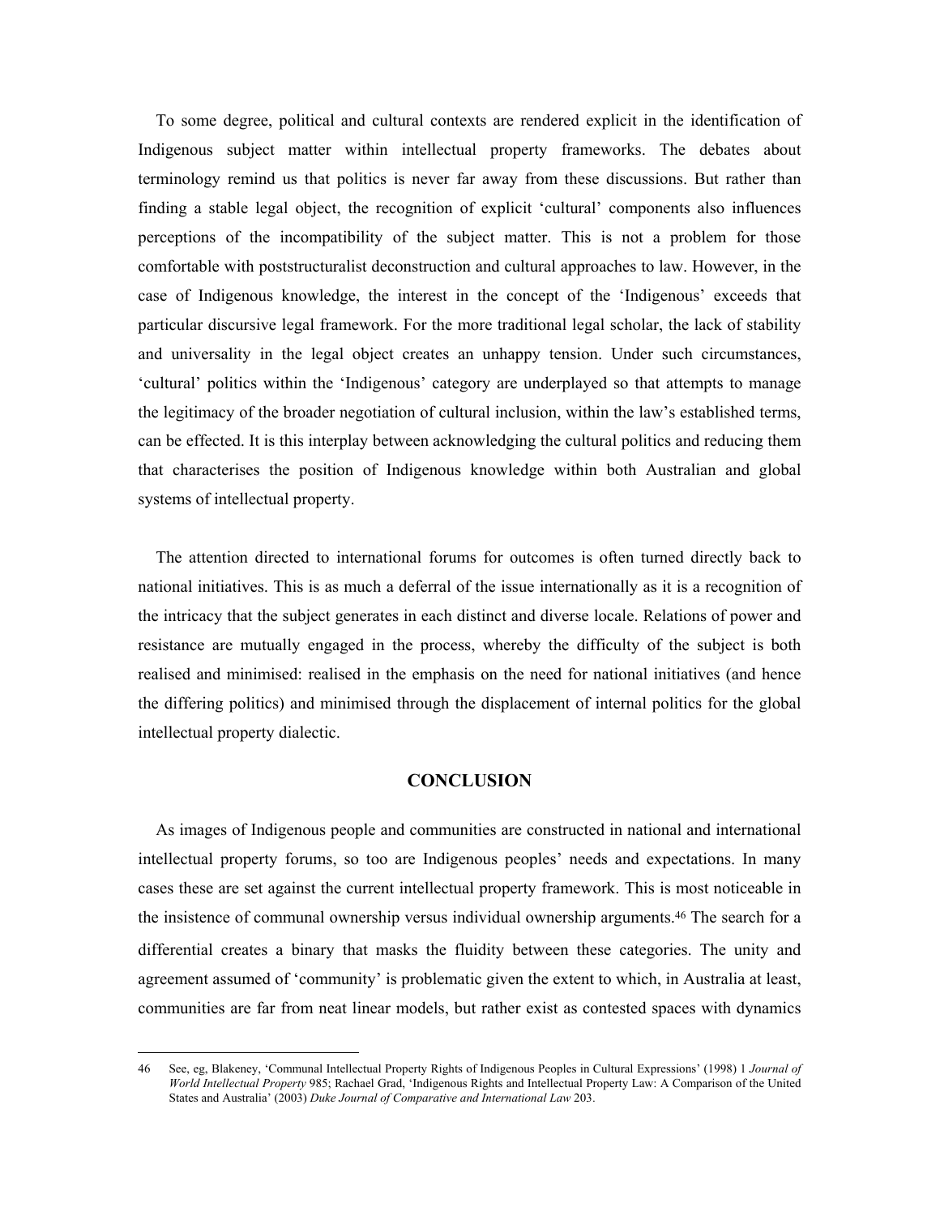To some degree, political and cultural contexts are rendered explicit in the identification of Indigenous subject matter within intellectual property frameworks. The debates about terminology remind us that politics is never far away from these discussions. But rather than finding a stable legal object, the recognition of explicit 'cultural' components also influences perceptions of the incompatibility of the subject matter. This is not a problem for those comfortable with poststructuralist deconstruction and cultural approaches to law. However, in the case of Indigenous knowledge, the interest in the concept of the 'Indigenous' exceeds that particular discursive legal framework. For the more traditional legal scholar, the lack of stability and universality in the legal object creates an unhappy tension. Under such circumstances, 'cultural' politics within the 'Indigenous' category are underplayed so that attempts to manage the legitimacy of the broader negotiation of cultural inclusion, within the law's established terms, can be effected. It is this interplay between acknowledging the cultural politics and reducing them that characterises the position of Indigenous knowledge within both Australian and global systems of intellectual property.

The attention directed to international forums for outcomes is often turned directly back to national initiatives. This is as much a deferral of the issue internationally as it is a recognition of the intricacy that the subject generates in each distinct and diverse locale. Relations of power and resistance are mutually engaged in the process, whereby the difficulty of the subject is both realised and minimised: realised in the emphasis on the need for national initiatives (and hence the differing politics) and minimised through the displacement of internal politics for the global intellectual property dialectic.

## CONCLUSION

As images of Indigenous people and communities are constructed in national and international intellectual property forums, so too are Indigenous peoples' needs and expectations. In many cases these are set against the current intellectual property framework. This is most noticeable in the insistence of communal ownership versus individual ownership arguments.[46] The search for a differential creates a binary that masks the fluidity between these categories. The unity and agreement assumed of 'community' is problematic given the extent to which, in Australia at least, communities are far from neat linear models, but rather exist as contested spaces with dynamics

---

46 See, eg, Blakeney, 'Communal Intellectual Property Rights of Indigenous Peoples in Cultural Expressions' (1998) 1 *Journal of World Intellectual Property* 985; Rachael Grad, 'Indigenous Rights and Intellectual Property Law: A Comparison of the United States and Australia' (2003) *Duke Journal of Comparative and International Law* 203.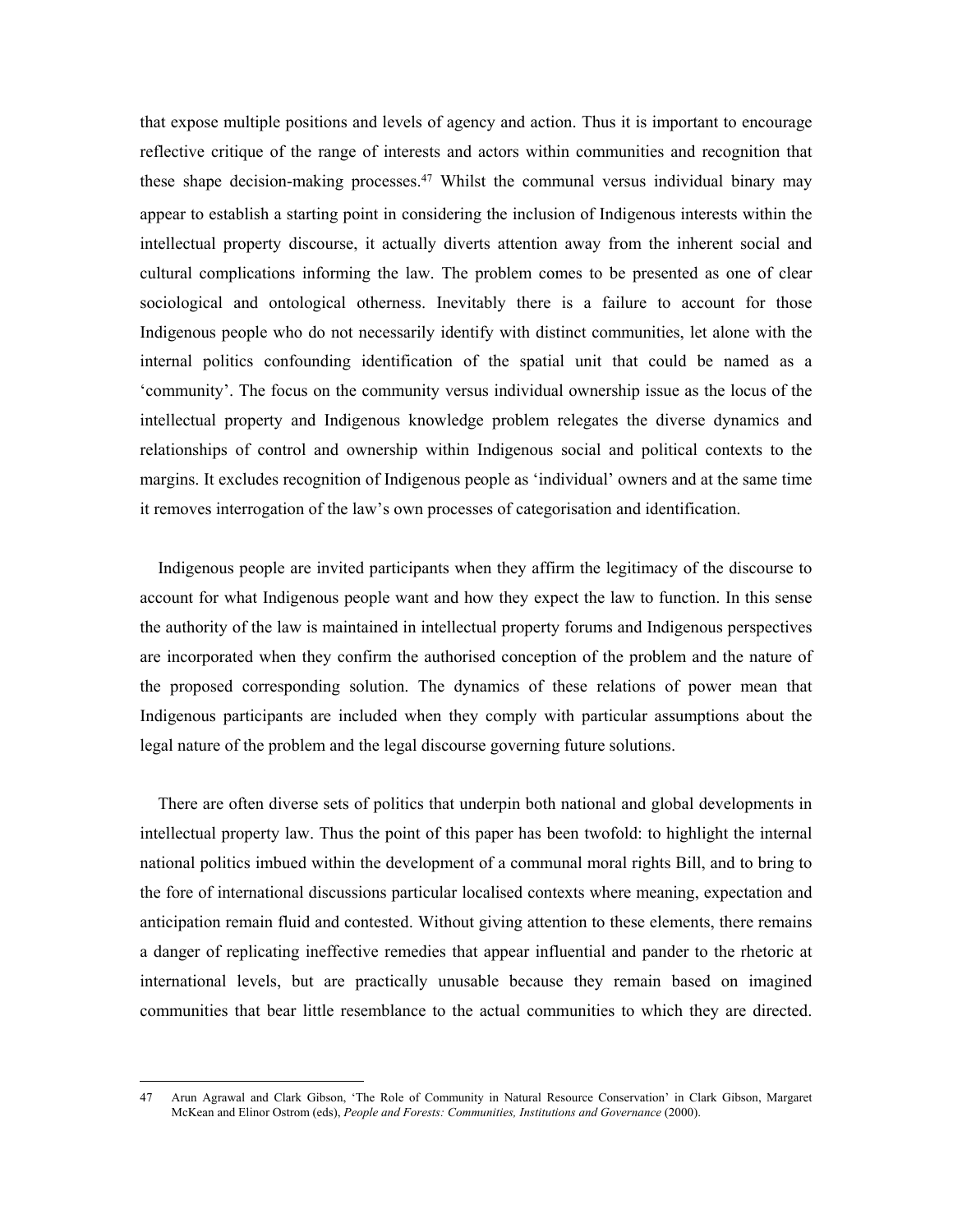that expose multiple positions and levels of agency and action. Thus it is important to encourage reflective critique of the range of interests and actors within communities and recognition that these shape decision-making processes.[47] Whilst the communal versus individual binary may appear to establish a starting point in considering the inclusion of Indigenous interests within the intellectual property discourse, it actually diverts attention away from the inherent social and cultural complications informing the law. The problem comes to be presented as one of clear sociological and ontological otherness. Inevitably there is a failure to account for those Indigenous people who do not necessarily identify with distinct communities, let alone with the internal politics confounding identification of the spatial unit that could be named as a 'community'. The focus on the community versus individual ownership issue as the locus of the intellectual property and Indigenous knowledge problem relegates the diverse dynamics and relationships of control and ownership within Indigenous social and political contexts to the margins. It excludes recognition of Indigenous people as 'individual' owners and at the same time it removes interrogation of the law's own processes of categorisation and identification.

Indigenous people are invited participants when they affirm the legitimacy of the discourse to account for what Indigenous people want and how they expect the law to function. In this sense the authority of the law is maintained in intellectual property forums and Indigenous perspectives are incorporated when they confirm the authorised conception of the problem and the nature of the proposed corresponding solution. The dynamics of these relations of power mean that Indigenous participants are included when they comply with particular assumptions about the legal nature of the problem and the legal discourse governing future solutions.

There are often diverse sets of politics that underpin both national and global developments in intellectual property law. Thus the point of this paper has been twofold: to highlight the internal national politics imbued within the development of a communal moral rights Bill, and to bring to the fore of international discussions particular localised contexts where meaning, expectation and anticipation remain fluid and contested. Without giving attention to these elements, there remains a danger of replicating ineffective remedies that appear influential and pander to the rhetoric at international levels, but are practically unusable because they remain based on imagined communities that bear little resemblance to the actual communities to which they are directed.

---

47 Arun Agrawal and Clark Gibson, 'The Role of Community in Natural Resource Conservation' in Clark Gibson, Margaret McKean and Elinor Ostrom (eds), *People and Forests: Communities, Institutions and Governance* (2000).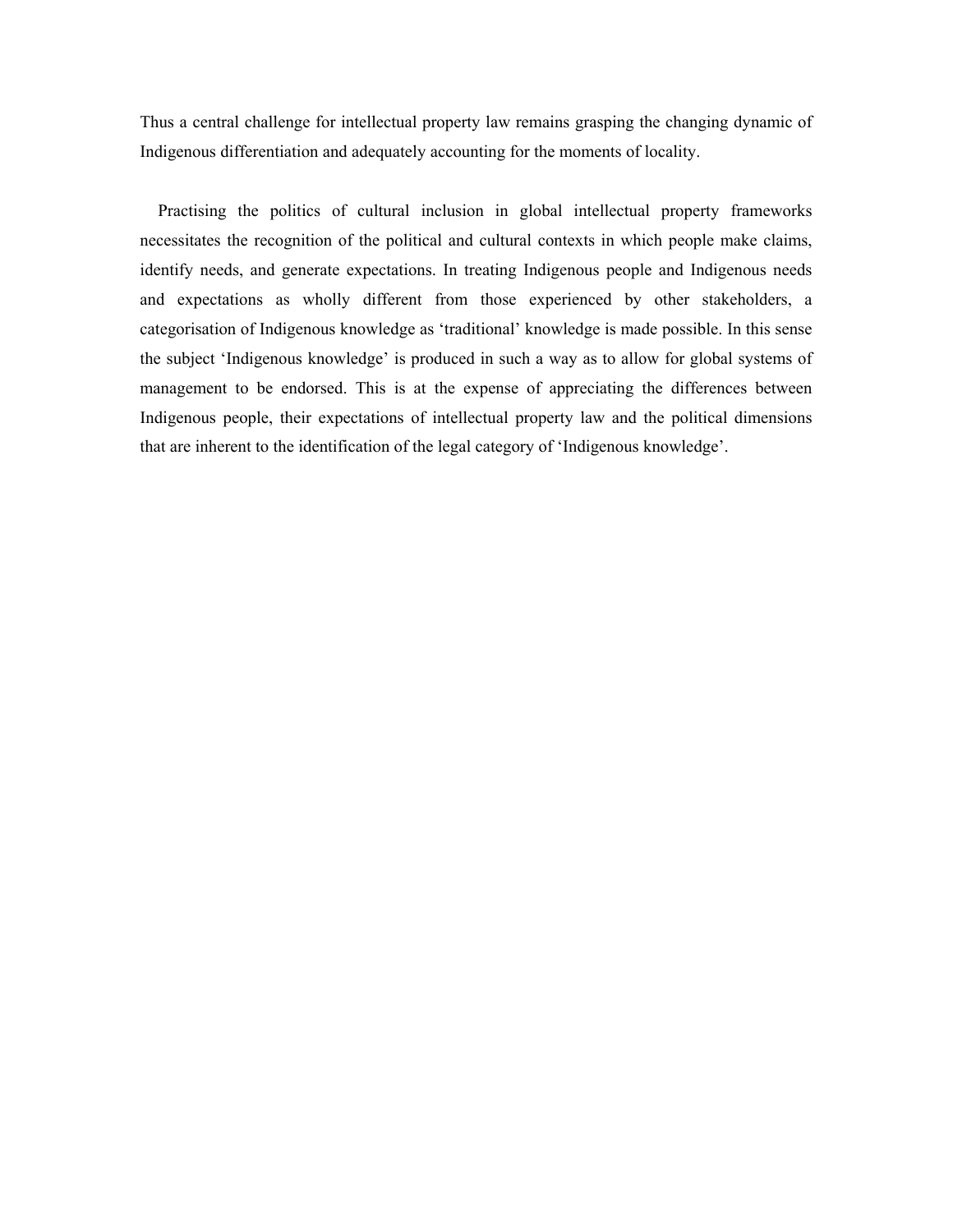Thus a central challenge for intellectual property law remains grasping the changing dynamic of Indigenous differentiation and adequately accounting for the moments of locality.

Practising the politics of cultural inclusion in global intellectual property frameworks necessitates the recognition of the political and cultural contexts in which people make claims, identify needs, and generate expectations. In treating Indigenous people and Indigenous needs and expectations as wholly different from those experienced by other stakeholders, a categorisation of Indigenous knowledge as 'traditional' knowledge is made possible. In this sense the subject 'Indigenous knowledge' is produced in such a way as to allow for global systems of management to be endorsed. This is at the expense of appreciating the differences between Indigenous people, their expectations of intellectual property law and the political dimensions that are inherent to the identification of the legal category of 'Indigenous knowledge'.